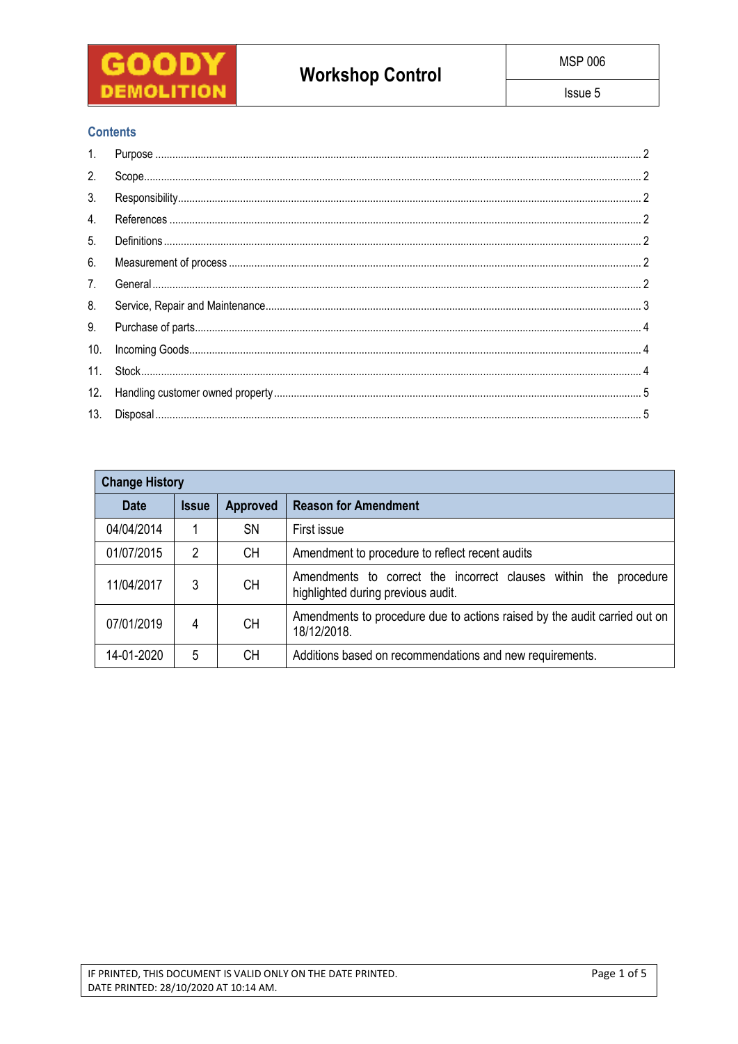| GOODY DEMOLITION | Workshop Control | MSP 006 |
|---|---|---|
| | | Issue 5 |

## Contents

1. Purpose ..... 2
2. Scope ..... 2
3. Responsibility ..... 2
4. References ..... 2
5. Definitions ..... 2
6. Measurement of process ..... 2
7. General ..... 2
8. Service, Repair and Maintenance ..... 3
9. Purchase of parts ..... 4
10. Incoming Goods ..... 4
11. Stock ..... 4
12. Handling customer owned property ..... 5
13. Disposal ..... 5

| Change History | | | |
|---|---|---|---|
| **Date** | **Issue** | **Approved** | **Reason for Amendment** |
| 04/04/2014 | 1 | SN | First issue |
| 01/07/2015 | 2 | CH | Amendment to procedure to reflect recent audits |
| 11/04/2017 | 3 | CH | Amendments to correct the incorrect clauses within the procedure highlighted during previous audit. |
| 07/01/2019 | 4 | CH | Amendments to procedure due to actions raised by the audit carried out on 18/12/2018. |
| 14-01-2020 | 5 | CH | Additions based on recommendations and new requirements. |

IF PRINTED, THIS DOCUMENT IS VALID ONLY ON THE DATE PRINTED.
DATE PRINTED: 28/10/2020 AT 10:14 AM.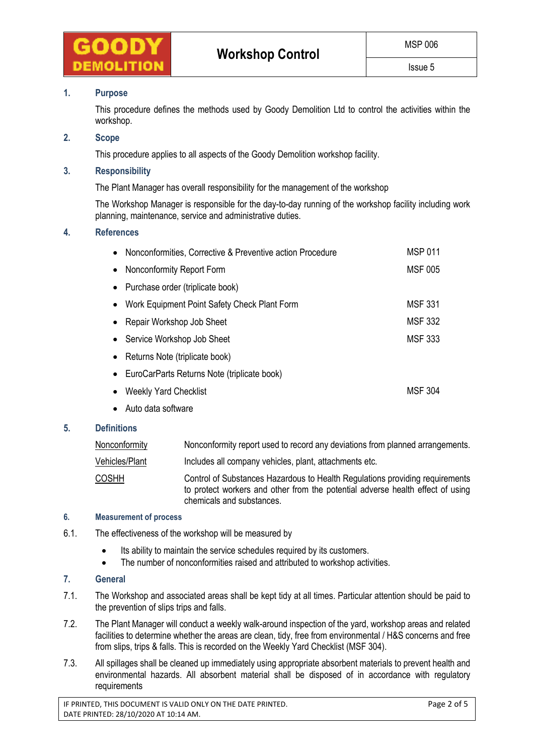| GOODY DEMOLITION | Workshop Control | MSP 006 |
|---|---|---|
| | | Issue 5 |

## 1. Purpose

This procedure defines the methods used by Goody Demolition Ltd to control the activities within the workshop.

## 2. Scope

This procedure applies to all aspects of the Goody Demolition workshop facility.

## 3. Responsibility

The Plant Manager has overall responsibility for the management of the workshop

The Workshop Manager is responsible for the day-to-day running of the workshop facility including work planning, maintenance, service and administrative duties.

## 4. References

| | |
|---|---|
| Nonconformities, Corrective & Preventive action Procedure | MSP 011 |
| Nonconformity Report Form | MSF 005 |
| Purchase order (triplicate book) | |
| Work Equipment Point Safety Check Plant Form | MSF 331 |
| Repair Workshop Job Sheet | MSF 332 |
| Service Workshop Job Sheet | MSF 333 |
| Returns Note (triplicate book) | |
| EuroCarParts Returns Note (triplicate book) | |
| Weekly Yard Checklist | MSF 304 |
| Auto data software | |

## 5. Definitions

| | |
|---|---|
| Nonconformity | Nonconformity report used to record any deviations from planned arrangements. |
| Vehicles/Plant | Includes all company vehicles, plant, attachments etc. |
| COSHH | Control of Substances Hazardous to Health Regulations providing requirements to protect workers and other from the potential adverse health effect of using chemicals and substances. |

## 6. Measurement of process

6.1. The effectiveness of the workshop will be measured by

- Its ability to maintain the service schedules required by its customers.
- The number of nonconformities raised and attributed to workshop activities.

## 7. General

7.1. The Workshop and associated areas shall be kept tidy at all times. Particular attention should be paid to the prevention of slips trips and falls.

7.2. The Plant Manager will conduct a weekly walk-around inspection of the yard, workshop areas and related facilities to determine whether the areas are clean, tidy, free from environmental / H&S concerns and free from slips, trips & falls. This is recorded on the Weekly Yard Checklist (MSF 304).

7.3. All spillages shall be cleaned up immediately using appropriate absorbent materials to prevent health and environmental hazards. All absorbent material shall be disposed of in accordance with regulatory requirements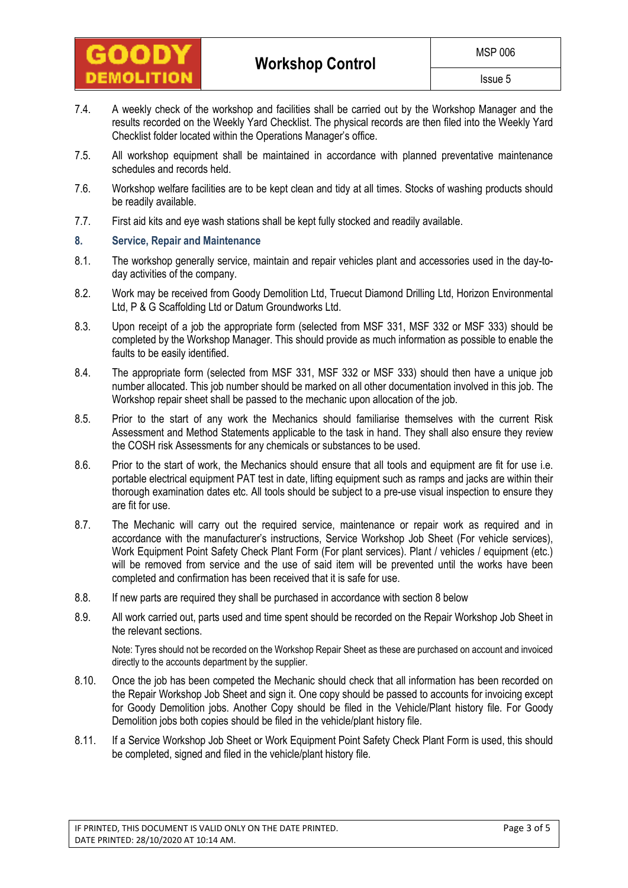7.4. A weekly check of the workshop and facilities shall be carried out by the Workshop Manager and the results recorded on the Weekly Yard Checklist. The physical records are then filed into the Weekly Yard Checklist folder located within the Operations Manager's office.

7.5. All workshop equipment shall be maintained in accordance with planned preventative maintenance schedules and records held.

7.6. Workshop welfare facilities are to be kept clean and tidy at all times. Stocks of washing products should be readily available.

7.7. First aid kits and eye wash stations shall be kept fully stocked and readily available.

## 8. Service, Repair and Maintenance

8.1. The workshop generally service, maintain and repair vehicles plant and accessories used in the day-to-day activities of the company.

8.2. Work may be received from Goody Demolition Ltd, Truecut Diamond Drilling Ltd, Horizon Environmental Ltd, P & G Scaffolding Ltd or Datum Groundworks Ltd.

8.3. Upon receipt of a job the appropriate form (selected from MSF 331, MSF 332 or MSF 333) should be completed by the Workshop Manager. This should provide as much information as possible to enable the faults to be easily identified.

8.4. The appropriate form (selected from MSF 331, MSF 332 or MSF 333) should then have a unique job number allocated. This job number should be marked on all other documentation involved in this job. The Workshop repair sheet shall be passed to the mechanic upon allocation of the job.

8.5. Prior to the start of any work the Mechanics should familiarise themselves with the current Risk Assessment and Method Statements applicable to the task in hand. They shall also ensure they review the COSH risk Assessments for any chemicals or substances to be used.

8.6. Prior to the start of work, the Mechanics should ensure that all tools and equipment are fit for use i.e. portable electrical equipment PAT test in date, lifting equipment such as ramps and jacks are within their thorough examination dates etc. All tools should be subject to a pre-use visual inspection to ensure they are fit for use.

8.7. The Mechanic will carry out the required service, maintenance or repair work as required and in accordance with the manufacturer's instructions, Service Workshop Job Sheet (For vehicle services), Work Equipment Point Safety Check Plant Form (For plant services). Plant / vehicles / equipment (etc.) will be removed from service and the use of said item will be prevented until the works have been completed and confirmation has been received that it is safe for use.

8.8. If new parts are required they shall be purchased in accordance with section 8 below

8.9. All work carried out, parts used and time spent should be recorded on the Repair Workshop Job Sheet in the relevant sections.

Note: Tyres should not be recorded on the Workshop Repair Sheet as these are purchased on account and invoiced directly to the accounts department by the supplier.

8.10. Once the job has been competed the Mechanic should check that all information has been recorded on the Repair Workshop Job Sheet and sign it. One copy should be passed to accounts for invoicing except for Goody Demolition jobs. Another Copy should be filed in the Vehicle/Plant history file. For Goody Demolition jobs both copies should be filed in the vehicle/plant history file.

8.11. If a Service Workshop Job Sheet or Work Equipment Point Safety Check Plant Form is used, this should be completed, signed and filed in the vehicle/plant history file.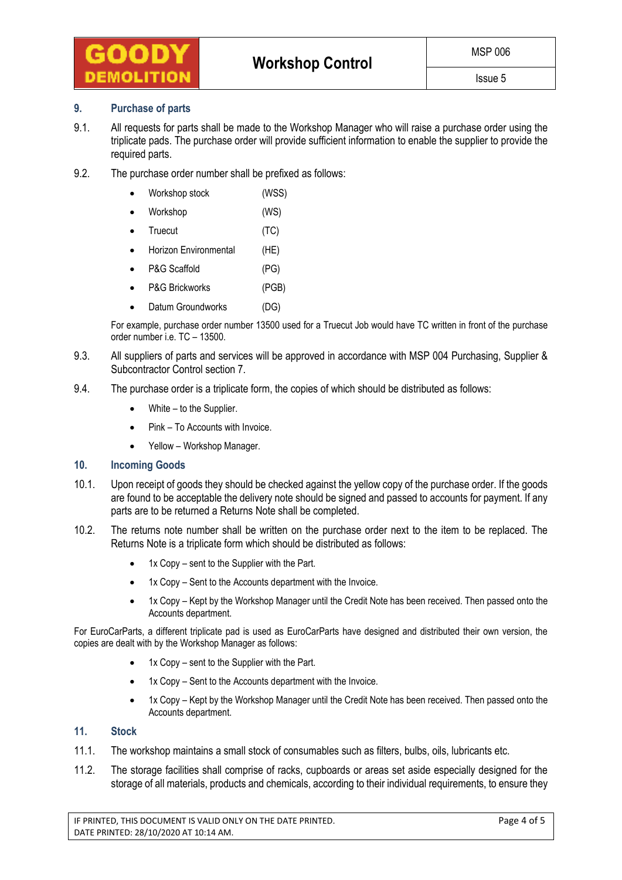## 9. Purchase of parts

9.1. All requests for parts shall be made to the Workshop Manager who will raise a purchase order using the triplicate pads. The purchase order will provide sufficient information to enable the supplier to provide the required parts.

9.2. The purchase order number shall be prefixed as follows:

- Workshop stock (WSS)
- Workshop (WS)
- Truecut (TC)
- Horizon Environmental (HE)
- P&G Scaffold (PG)
- P&G Brickworks (PGB)
- Datum Groundworks (DG)

For example, purchase order number 13500 used for a Truecut Job would have TC written in front of the purchase order number i.e. TC – 13500.

9.3. All suppliers of parts and services will be approved in accordance with MSP 004 Purchasing, Supplier & Subcontractor Control section 7.

9.4. The purchase order is a triplicate form, the copies of which should be distributed as follows:

- White – to the Supplier.
- Pink – To Accounts with Invoice.
- Yellow – Workshop Manager.

## 10. Incoming Goods

10.1. Upon receipt of goods they should be checked against the yellow copy of the purchase order. If the goods are found to be acceptable the delivery note should be signed and passed to accounts for payment. If any parts are to be returned a Returns Note shall be completed.

10.2. The returns note number shall be written on the purchase order next to the item to be replaced. The Returns Note is a triplicate form which should be distributed as follows:

- 1x Copy – sent to the Supplier with the Part.
- 1x Copy – Sent to the Accounts department with the Invoice.
- 1x Copy – Kept by the Workshop Manager until the Credit Note has been received. Then passed onto the Accounts department.

For EuroCarParts, a different triplicate pad is used as EuroCarParts have designed and distributed their own version, the copies are dealt with by the Workshop Manager as follows:

- 1x Copy – sent to the Supplier with the Part.
- 1x Copy – Sent to the Accounts department with the Invoice.
- 1x Copy – Kept by the Workshop Manager until the Credit Note has been received. Then passed onto the Accounts department.

## 11. Stock

11.1. The workshop maintains a small stock of consumables such as filters, bulbs, oils, lubricants etc.

11.2. The storage facilities shall comprise of racks, cupboards or areas set aside especially designed for the storage of all materials, products and chemicals, according to their individual requirements, to ensure they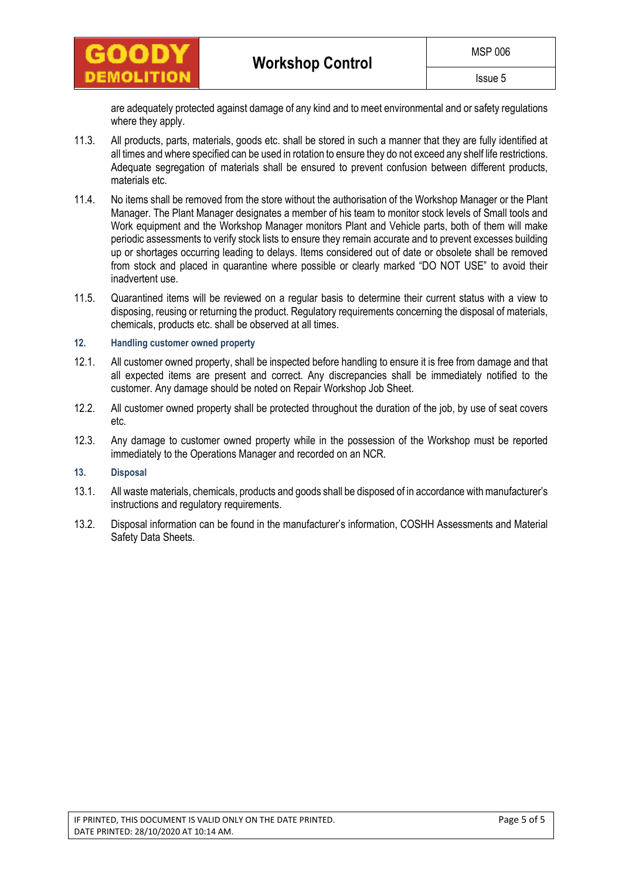are adequately protected against damage of any kind and to meet environmental and or safety regulations where they apply.

11.3. All products, parts, materials, goods etc. shall be stored in such a manner that they are fully identified at all times and where specified can be used in rotation to ensure they do not exceed any shelf life restrictions. Adequate segregation of materials shall be ensured to prevent confusion between different products, materials etc.

11.4. No items shall be removed from the store without the authorisation of the Workshop Manager or the Plant Manager. The Plant Manager designates a member of his team to monitor stock levels of Small tools and Work equipment and the Workshop Manager monitors Plant and Vehicle parts, both of them will make periodic assessments to verify stock lists to ensure they remain accurate and to prevent excesses building up or shortages occurring leading to delays. Items considered out of date or obsolete shall be removed from stock and placed in quarantine where possible or clearly marked "DO NOT USE" to avoid their inadvertent use.

11.5. Quarantined items will be reviewed on a regular basis to determine their current status with a view to disposing, reusing or returning the product. Regulatory requirements concerning the disposal of materials, chemicals, products etc. shall be observed at all times.

## 12. Handling customer owned property

12.1. All customer owned property, shall be inspected before handling to ensure it is free from damage and that all expected items are present and correct. Any discrepancies shall be immediately notified to the customer. Any damage should be noted on Repair Workshop Job Sheet.

12.2. All customer owned property shall be protected throughout the duration of the job, by use of seat covers etc.

12.3. Any damage to customer owned property while in the possession of the Workshop must be reported immediately to the Operations Manager and recorded on an NCR.

## 13. Disposal

13.1. All waste materials, chemicals, products and goods shall be disposed of in accordance with manufacturer's instructions and regulatory requirements.

13.2. Disposal information can be found in the manufacturer's information, COSHH Assessments and Material Safety Data Sheets.